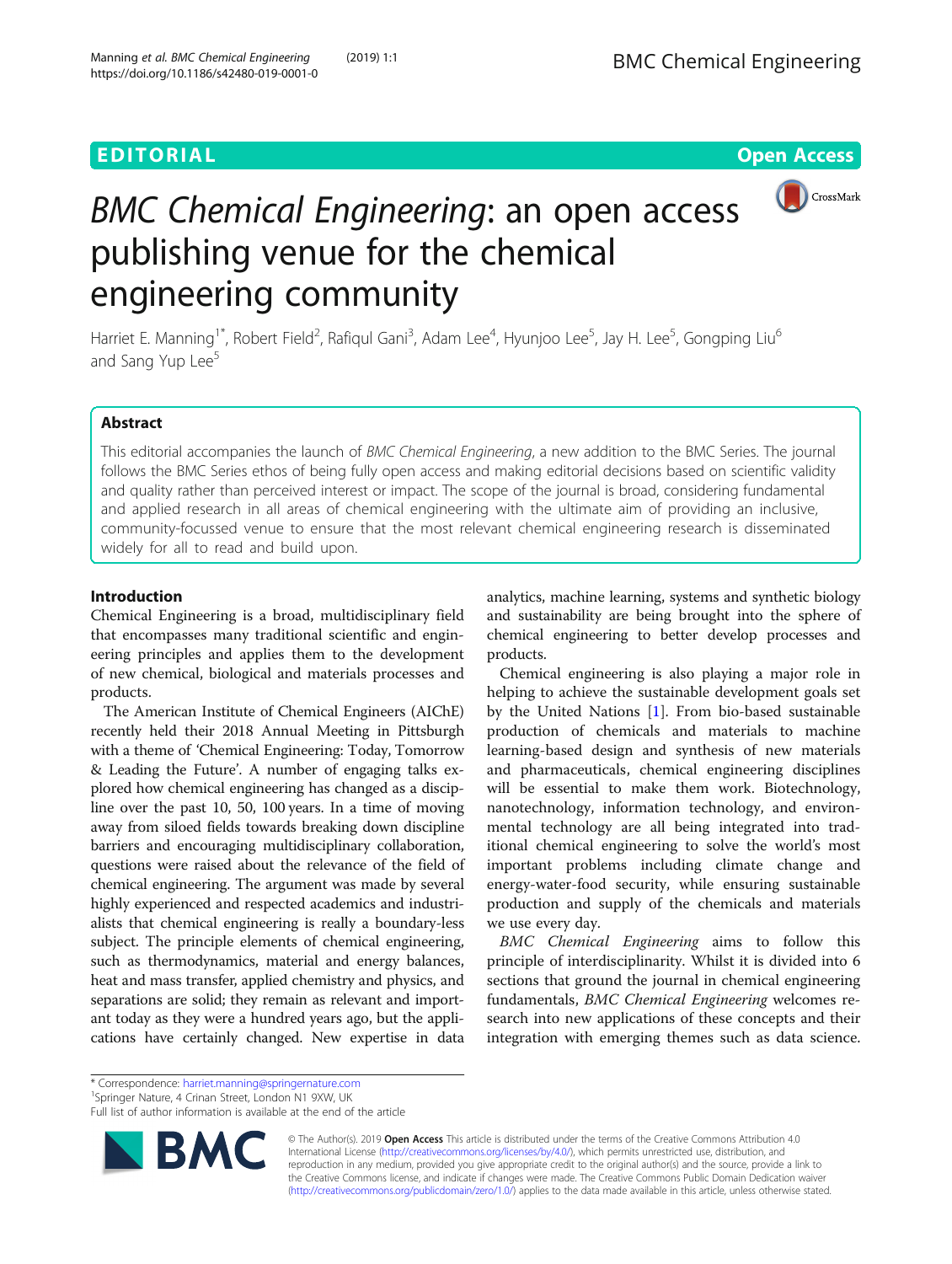EDITORIAL

Open Access

# *BMC Chemical Engineering*: an open access publishing venue for the chemical engineering community

Harriet E. Manning[1*], Robert Field[2], Rafiqul Gani[3], Adam Lee[4], Hyunjoo Lee[5], Jay H. Lee[5], Gongping Liu[6] and Sang Yup Lee[5]

## Abstract

This editorial accompanies the launch of *BMC Chemical Engineering*, a new addition to the BMC Series. The journal follows the BMC Series ethos of being fully open access and making editorial decisions based on scientific validity and quality rather than perceived interest or impact. The scope of the journal is broad, considering fundamental and applied research in all areas of chemical engineering with the ultimate aim of providing an inclusive, community-focussed venue to ensure that the most relevant chemical engineering research is disseminated widely for all to read and build upon.

## Introduction

Chemical Engineering is a broad, multidisciplinary field that encompasses many traditional scientific and engineering principles and applies them to the development of new chemical, biological and materials processes and products.

The American Institute of Chemical Engineers (AIChE) recently held their 2018 Annual Meeting in Pittsburgh with a theme of 'Chemical Engineering: Today, Tomorrow & Leading the Future'. A number of engaging talks explored how chemical engineering has changed as a discipline over the past 10, 50, 100 years. In a time of moving away from siloed fields towards breaking down discipline barriers and encouraging multidisciplinary collaboration, questions were raised about the relevance of the field of chemical engineering. The argument was made by several highly experienced and respected academics and industrialists that chemical engineering is really a boundary-less subject. The principle elements of chemical engineering, such as thermodynamics, material and energy balances, heat and mass transfer, applied chemistry and physics, and separations are solid; they remain as relevant and important today as they were a hundred years ago, but the applications have certainly changed. New expertise in data analytics, machine learning, systems and synthetic biology and sustainability are being brought into the sphere of chemical engineering to better develop processes and products.

Chemical engineering is also playing a major role in helping to achieve the sustainable development goals set by the United Nations [1]. From bio-based sustainable production of chemicals and materials to machine learning-based design and synthesis of new materials and pharmaceuticals, chemical engineering disciplines will be essential to make them work. Biotechnology, nanotechnology, information technology, and environmental technology are all being integrated into traditional chemical engineering to solve the world's most important problems including climate change and energy-water-food security, while ensuring sustainable production and supply of the chemicals and materials we use every day.

*BMC Chemical Engineering* aims to follow this principle of interdisciplinarity. Whilst it is divided into 6 sections that ground the journal in chemical engineering fundamentals, *BMC Chemical Engineering* welcomes research into new applications of these concepts and their integration with emerging themes such as data science.

\* Correspondence: harriet.manning@springernature.com
[1]Springer Nature, 4 Crinan Street, London N1 9XW, UK
Full list of author information is available at the end of the article

© The Author(s). 2019 **Open Access** This article is distributed under the terms of the Creative Commons Attribution 4.0 International License (http://creativecommons.org/licenses/by/4.0/), which permits unrestricted use, distribution, and reproduction in any medium, provided you give appropriate credit to the original author(s) and the source, provide a link to the Creative Commons license, and indicate if changes were made. The Creative Commons Public Domain Dedication waiver (http://creativecommons.org/publicdomain/zero/1.0/) applies to the data made available in this article, unless otherwise stated.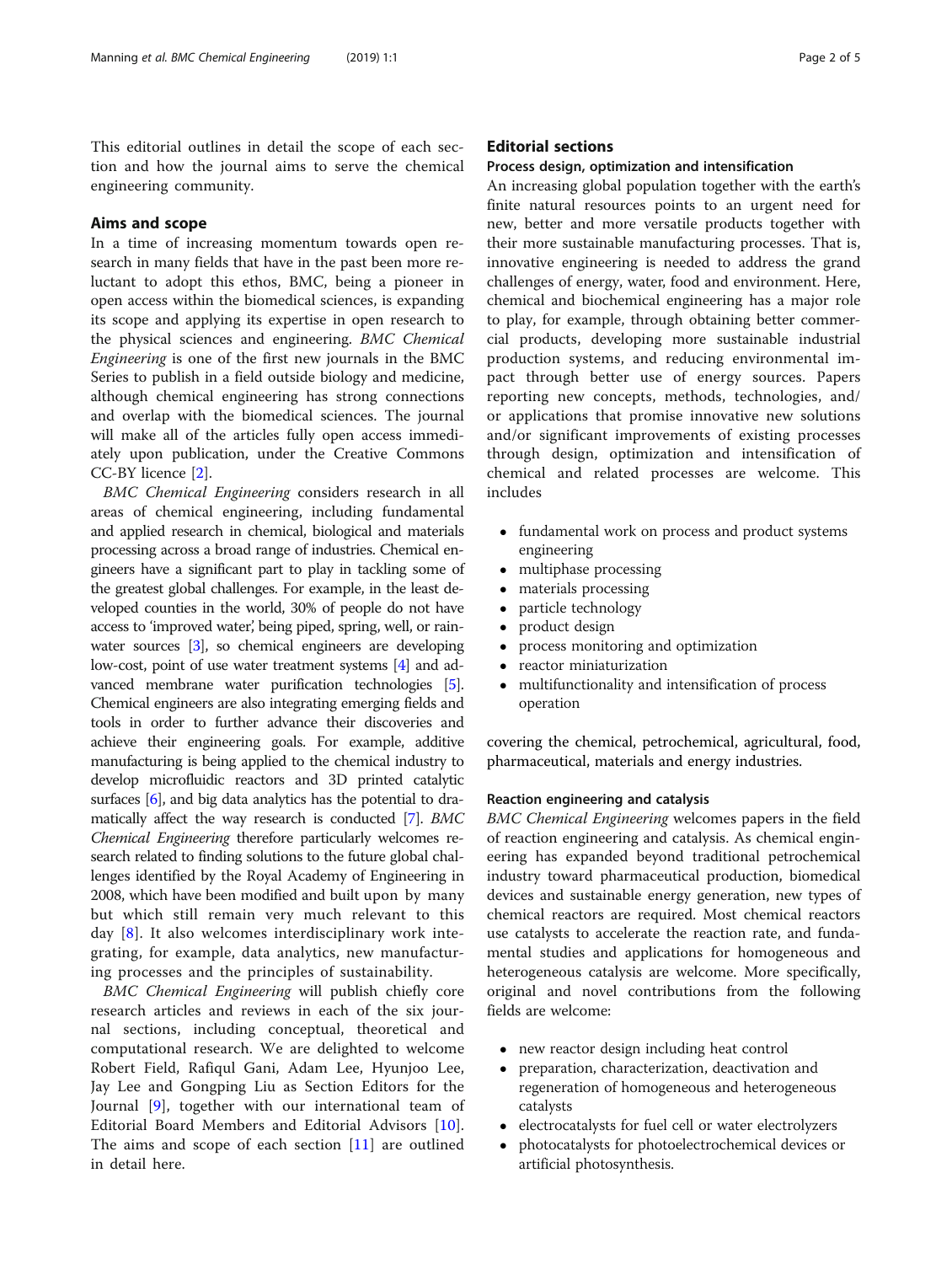This editorial outlines in detail the scope of each section and how the journal aims to serve the chemical engineering community.

## Aims and scope

In a time of increasing momentum towards open research in many fields that have in the past been more reluctant to adopt this ethos, BMC, being a pioneer in open access within the biomedical sciences, is expanding its scope and applying its expertise in open research to the physical sciences and engineering. *BMC Chemical Engineering* is one of the first new journals in the BMC Series to publish in a field outside biology and medicine, although chemical engineering has strong connections and overlap with the biomedical sciences. The journal will make all of the articles fully open access immediately upon publication, under the Creative Commons CC-BY licence [2].

*BMC Chemical Engineering* considers research in all areas of chemical engineering, including fundamental and applied research in chemical, biological and materials processing across a broad range of industries. Chemical engineers have a significant part to play in tackling some of the greatest global challenges. For example, in the least developed counties in the world, 30% of people do not have access to 'improved water', being piped, spring, well, or rainwater sources [3], so chemical engineers are developing low-cost, point of use water treatment systems [4] and advanced membrane water purification technologies [5]. Chemical engineers are also integrating emerging fields and tools in order to further advance their discoveries and achieve their engineering goals. For example, additive manufacturing is being applied to the chemical industry to develop microfluidic reactors and 3D printed catalytic surfaces [6], and big data analytics has the potential to dramatically affect the way research is conducted [7]. *BMC Chemical Engineering* therefore particularly welcomes research related to finding solutions to the future global challenges identified by the Royal Academy of Engineering in 2008, which have been modified and built upon by many but which still remain very much relevant to this day [8]. It also welcomes interdisciplinary work integrating, for example, data analytics, new manufacturing processes and the principles of sustainability.

*BMC Chemical Engineering* will publish chiefly core research articles and reviews in each of the six journal sections, including conceptual, theoretical and computational research. We are delighted to welcome Robert Field, Rafiqul Gani, Adam Lee, Hyunjoo Lee, Jay Lee and Gongping Liu as Section Editors for the Journal [9], together with our international team of Editorial Board Members and Editorial Advisors [10]. The aims and scope of each section [11] are outlined in detail here.

## Editorial sections

### Process design, optimization and intensification

An increasing global population together with the earth's finite natural resources points to an urgent need for new, better and more versatile products together with their more sustainable manufacturing processes. That is, innovative engineering is needed to address the grand challenges of energy, water, food and environment. Here, chemical and biochemical engineering has a major role to play, for example, through obtaining better commercial products, developing more sustainable industrial production systems, and reducing environmental impact through better use of energy sources. Papers reporting new concepts, methods, technologies, and/or applications that promise innovative new solutions and/or significant improvements of existing processes through design, optimization and intensification of chemical and related processes are welcome. This includes

- fundamental work on process and product systems engineering
- multiphase processing
- materials processing
- particle technology
- product design
- process monitoring and optimization
- reactor miniaturization
- multifunctionality and intensification of process operation

covering the chemical, petrochemical, agricultural, food, pharmaceutical, materials and energy industries.

### Reaction engineering and catalysis

*BMC Chemical Engineering* welcomes papers in the field of reaction engineering and catalysis. As chemical engineering has expanded beyond traditional petrochemical industry toward pharmaceutical production, biomedical devices and sustainable energy generation, new types of chemical reactors are required. Most chemical reactors use catalysts to accelerate the reaction rate, and fundamental studies and applications for homogeneous and heterogeneous catalysis are welcome. More specifically, original and novel contributions from the following fields are welcome:

- new reactor design including heat control
- preparation, characterization, deactivation and regeneration of homogeneous and heterogeneous catalysts
- electrocatalysts for fuel cell or water electrolyzers
- photocatalysts for photoelectrochemical devices or artificial photosynthesis.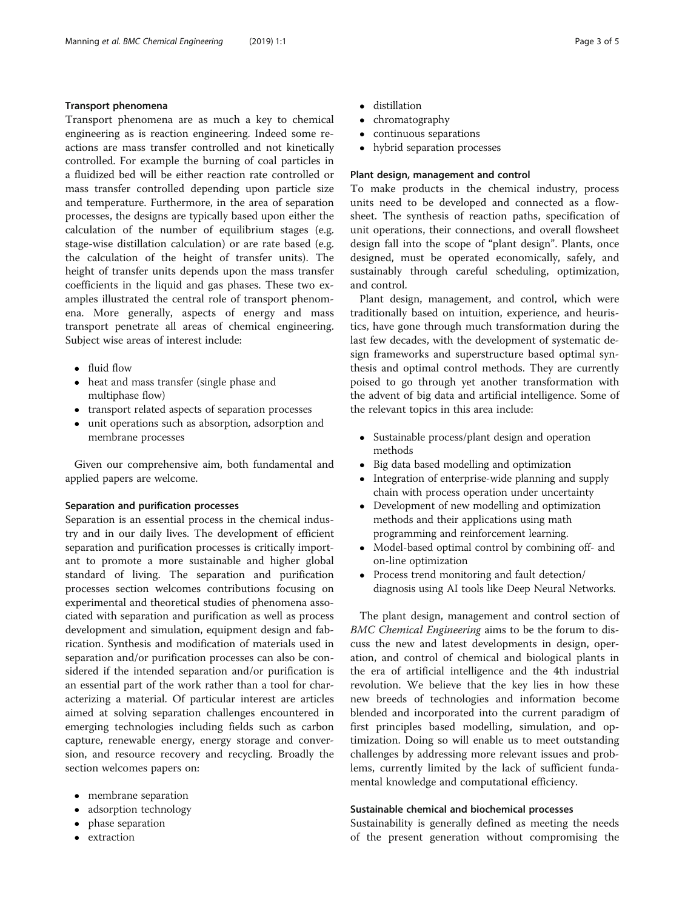### Transport phenomena

Transport phenomena are as much a key to chemical engineering as is reaction engineering. Indeed some reactions are mass transfer controlled and not kinetically controlled. For example the burning of coal particles in a fluidized bed will be either reaction rate controlled or mass transfer controlled depending upon particle size and temperature. Furthermore, in the area of separation processes, the designs are typically based upon either the calculation of the number of equilibrium stages (e.g. stage-wise distillation calculation) or are rate based (e.g. the calculation of the height of transfer units). The height of transfer units depends upon the mass transfer coefficients in the liquid and gas phases. These two examples illustrated the central role of transport phenomena. More generally, aspects of energy and mass transport penetrate all areas of chemical engineering. Subject wise areas of interest include:

- fluid flow
- heat and mass transfer (single phase and multiphase flow)
- transport related aspects of separation processes
- unit operations such as absorption, adsorption and membrane processes

Given our comprehensive aim, both fundamental and applied papers are welcome.

### Separation and purification processes

Separation is an essential process in the chemical industry and in our daily lives. The development of efficient separation and purification processes is critically important to promote a more sustainable and higher global standard of living. The separation and purification processes section welcomes contributions focusing on experimental and theoretical studies of phenomena associated with separation and purification as well as process development and simulation, equipment design and fabrication. Synthesis and modification of materials used in separation and/or purification processes can also be considered if the intended separation and/or purification is an essential part of the work rather than a tool for characterizing a material. Of particular interest are articles aimed at solving separation challenges encountered in emerging technologies including fields such as carbon capture, renewable energy, energy storage and conversion, and resource recovery and recycling. Broadly the section welcomes papers on:

- membrane separation
- adsorption technology
- phase separation
- extraction
- distillation
- chromatography
- continuous separations
- hybrid separation processes

### Plant design, management and control

To make products in the chemical industry, process units need to be developed and connected as a flowsheet. The synthesis of reaction paths, specification of unit operations, their connections, and overall flowsheet design fall into the scope of "plant design". Plants, once designed, must be operated economically, safely, and sustainably through careful scheduling, optimization, and control.

Plant design, management, and control, which were traditionally based on intuition, experience, and heuristics, have gone through much transformation during the last few decades, with the development of systematic design frameworks and superstructure based optimal synthesis and optimal control methods. They are currently poised to go through yet another transformation with the advent of big data and artificial intelligence. Some of the relevant topics in this area include:

- Sustainable process/plant design and operation methods
- Big data based modelling and optimization
- Integration of enterprise-wide planning and supply chain with process operation under uncertainty
- Development of new modelling and optimization methods and their applications using math programming and reinforcement learning.
- Model-based optimal control by combining off- and on-line optimization
- Process trend monitoring and fault detection/diagnosis using AI tools like Deep Neural Networks.

The plant design, management and control section of *BMC Chemical Engineering* aims to be the forum to discuss the new and latest developments in design, operation, and control of chemical and biological plants in the era of artificial intelligence and the 4th industrial revolution. We believe that the key lies in how these new breeds of technologies and information become blended and incorporated into the current paradigm of first principles based modelling, simulation, and optimization. Doing so will enable us to meet outstanding challenges by addressing more relevant issues and problems, currently limited by the lack of sufficient fundamental knowledge and computational efficiency.

### Sustainable chemical and biochemical processes

Sustainability is generally defined as meeting the needs of the present generation without compromising the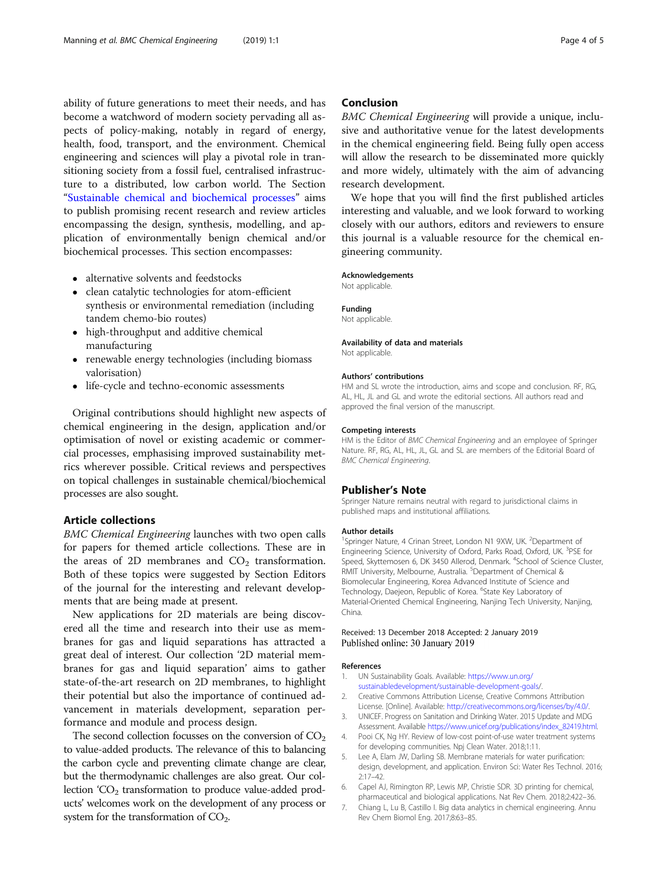ability of future generations to meet their needs, and has become a watchword of modern society pervading all aspects of policy-making, notably in regard of energy, health, food, transport, and the environment. Chemical engineering and sciences will play a pivotal role in transitioning society from a fossil fuel, centralised infrastructure to a distributed, low carbon world. The Section "Sustainable chemical and biochemical processes" aims to publish promising recent research and review articles encompassing the design, synthesis, modelling, and application of environmentally benign chemical and/or biochemical processes. This section encompasses:

- alternative solvents and feedstocks
- clean catalytic technologies for atom-efficient synthesis or environmental remediation (including tandem chemo-bio routes)
- high-throughput and additive chemical manufacturing
- renewable energy technologies (including biomass valorisation)
- life-cycle and techno-economic assessments

Original contributions should highlight new aspects of chemical engineering in the design, application and/or optimisation of novel or existing academic or commercial processes, emphasising improved sustainability metrics wherever possible. Critical reviews and perspectives on topical challenges in sustainable chemical/biochemical processes are also sought.

## Article collections

*BMC Chemical Engineering* launches with two open calls for papers for themed article collections. These are in the areas of 2D membranes and $CO_2$ transformation. Both of these topics were suggested by Section Editors of the journal for the interesting and relevant developments that are being made at present.

New applications for 2D materials are being discovered all the time and research into their use as membranes for gas and liquid separations has attracted a great deal of interest. Our collection '2D material membranes for gas and liquid separation' aims to gather state-of-the-art research on 2D membranes, to highlight their potential but also the importance of continued advancement in materials development, separation performance and module and process design.

The second collection focusses on the conversion of $CO_2$ to value-added products. The relevance of this to balancing the carbon cycle and preventing climate change are clear, but the thermodynamic challenges are also great. Our collection '$CO_2$ transformation to produce value-added products' welcomes work on the development of any process or system for the transformation of $CO_2$.

## Conclusion

*BMC Chemical Engineering* will provide a unique, inclusive and authoritative venue for the latest developments in the chemical engineering field. Being fully open access will allow the research to be disseminated more quickly and more widely, ultimately with the aim of advancing research development.

We hope that you will find the first published articles interesting and valuable, and we look forward to working closely with our authors, editors and reviewers to ensure this journal is a valuable resource for the chemical engineering community.

#### Acknowledgements
Not applicable.

#### Funding
Not applicable.

#### Availability of data and materials
Not applicable.

#### Authors' contributions
HM and SL wrote the introduction, aims and scope and conclusion. RF, RG, AL, HL, JL and GL and wrote the editorial sections. All authors read and approved the final version of the manuscript.

#### Competing interests
HM is the Editor of *BMC Chemical Engineering* and an employee of Springer Nature. RF, RG, AL, HL, JL, GL and SL are members of the Editorial Board of *BMC Chemical Engineering*.

## Publisher's Note

Springer Nature remains neutral with regard to jurisdictional claims in published maps and institutional affiliations.

#### Author details
[1]Springer Nature, 4 Crinan Street, London N1 9XW, UK. [2]Department of Engineering Science, University of Oxford, Parks Road, Oxford, UK. [3]PSE for Speed, Skyttemosen 6, DK 3450 Allerod, Denmark. [4]School of Science Cluster, RMIT University, Melbourne, Australia. [5]Department of Chemical & Biomolecular Engineering, Korea Advanced Institute of Science and Technology, Daejeon, Republic of Korea. [6]State Key Laboratory of Material-Oriented Chemical Engineering, Nanjing Tech University, Nanjing, China.

Received: 13 December 2018 Accepted: 2 January 2019
Published online: 30 January 2019

#### References
1. UN Sustainability Goals. Available: https://www.un.org/sustainabledevelopment/sustainable-development-goals/.
2. Creative Commons Attribution License, Creative Commons Attribution License. [Online]. Available: http://creativecommons.org/licenses/by/4.0/.
3. UNICEF. Progress on Sanitation and Drinking Water. 2015 Update and MDG Assessment. Available https://www.unicef.org/publications/index_82419.html.
4. Pooi CK, Ng HY. Review of low-cost point-of-use water treatment systems for developing communities. Npj Clean Water. 2018;1:11.
5. Lee A, Elam JW, Darling SB. Membrane materials for water purification: design, development, and application. Environ Sci: Water Res Technol. 2016; 2:17–42.
6. Capel AJ, Rimington RP, Lewis MP, Christie SDR. 3D printing for chemical, pharmaceutical and biological applications. Nat Rev Chem. 2018;2:422–36.
7. Chiang L, Lu B, Castillo I. Big data analytics in chemical engineering. Annu Rev Chem Biomol Eng. 2017;8:63–85.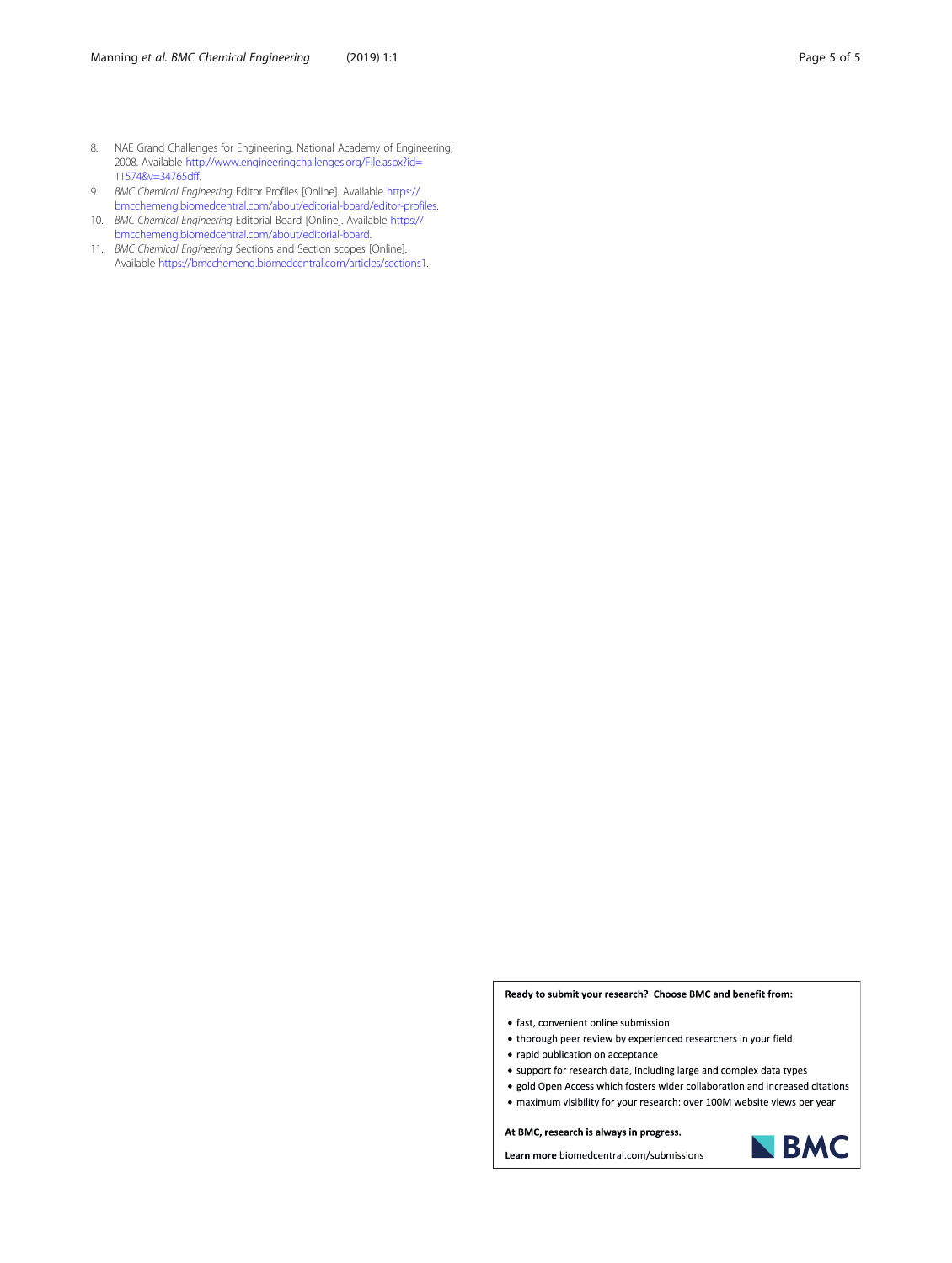8. NAE Grand Challenges for Engineering. National Academy of Engineering; 2008. Available http://www.engineeringchallenges.org/File.aspx?id=11574&v=34765dff.
9. *BMC Chemical Engineering* Editor Profiles [Online]. Available https://bmcchemeng.biomedcentral.com/about/editorial-board/editor-profiles.
10. *BMC Chemical Engineering* Editorial Board [Online]. Available https://bmcchemeng.biomedcentral.com/about/editorial-board.
11. *BMC Chemical Engineering* Sections and Section scopes [Online]. Available https://bmcchemeng.biomedcentral.com/articles/sections1.

**Ready to submit your research? Choose BMC and benefit from:**

- fast, convenient online submission
- thorough peer review by experienced researchers in your field
- rapid publication on acceptance
- support for research data, including large and complex data types
- gold Open Access which fosters wider collaboration and increased citations
- maximum visibility for your research: over 100M website views per year

**At BMC, research is always in progress.**

**Learn more** biomedcentral.com/submissions

BMC